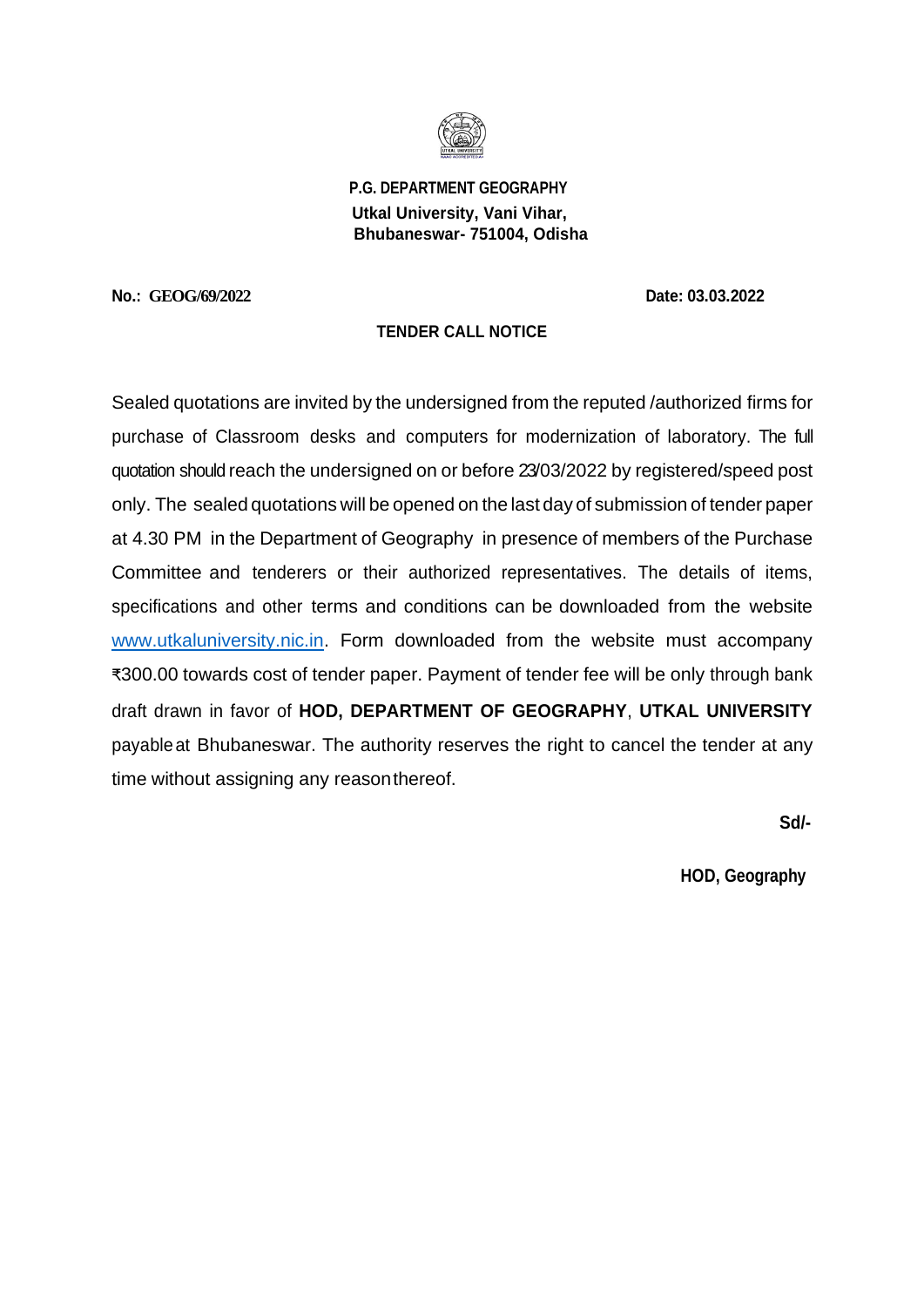**P.G. DEPARTMENT GEOGRAPHY**
**Utkal University, Vani Vihar,**
**Bhubaneswar- 751004, Odisha**

**No.: GEOG/69/2022** **Date: 03.03.2022**

## TENDER CALL NOTICE

Sealed quotations are invited by the undersigned from the reputed /authorized firms for purchase of Classroom desks and computers for modernization of laboratory. The full quotation should reach the undersigned on or before 23/03/2022 by registered/speed post only. The sealed quotations will be opened on the last day of submission of tender paper at 4.30 PM in the Department of Geography in presence of members of the Purchase Committee and tenderers or their authorized representatives. The details of items, specifications and other terms and conditions can be downloaded from the website www.utkaluniversity.nic.in. Form downloaded from the website must accompany ₹300.00 towards cost of tender paper. Payment of tender fee will be only through bank draft drawn in favor of **HOD, DEPARTMENT OF GEOGRAPHY**, **UTKAL UNIVERSITY** payable at Bhubaneswar. The authority reserves the right to cancel the tender at any time without assigning any reason thereof.

**Sd/-**

**HOD, Geography**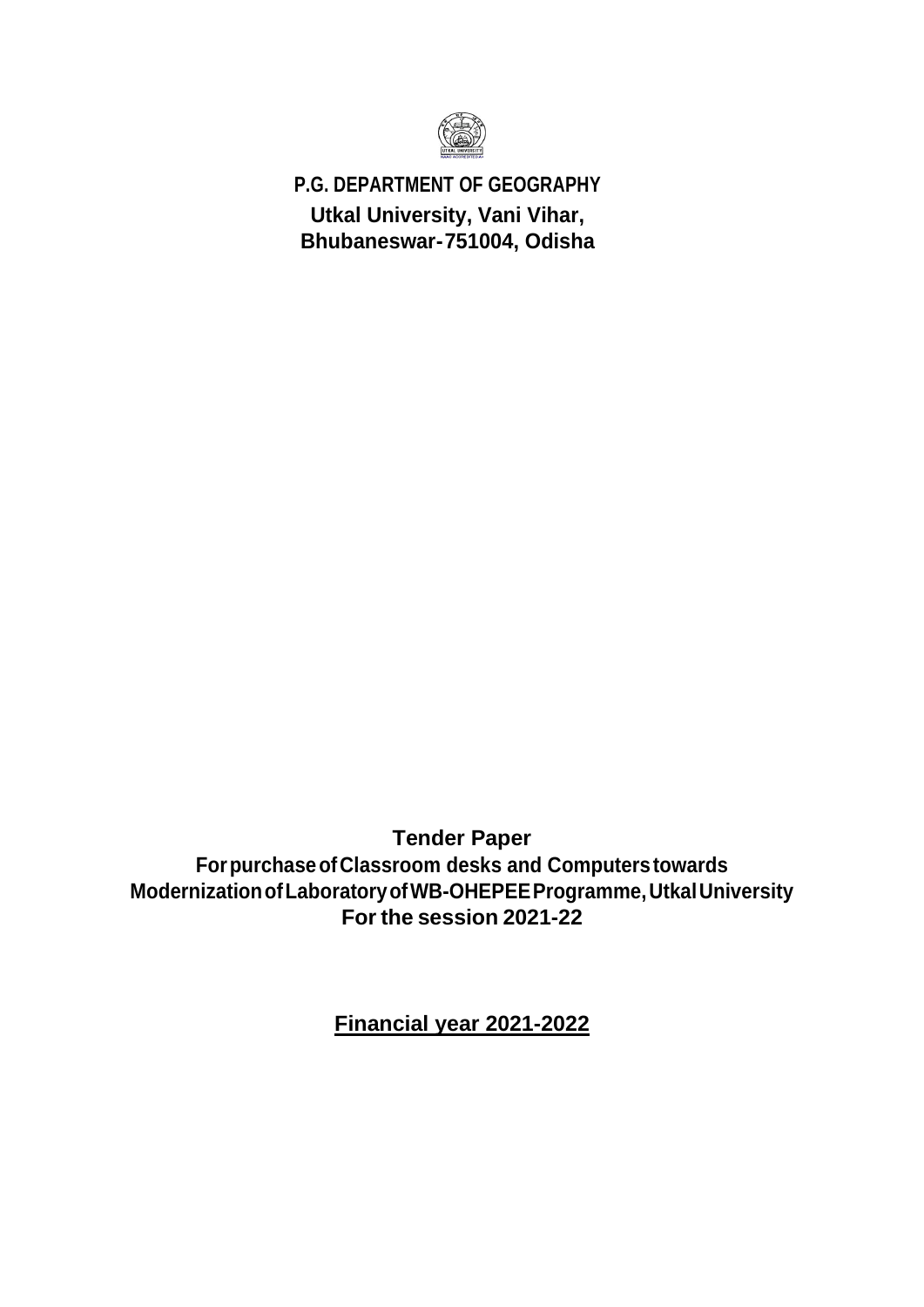**P.G. DEPARTMENT OF GEOGRAPHY**

**Utkal University, Vani Vihar,**
**Bhubaneswar-751004, Odisha**

**Tender Paper**
**For purchase of Classroom desks and Computers towards Modernization of Laboratory of WB-OHEPEE Programme, Utkal University**
**For the session 2021-22**

**Financial year 2021-2022**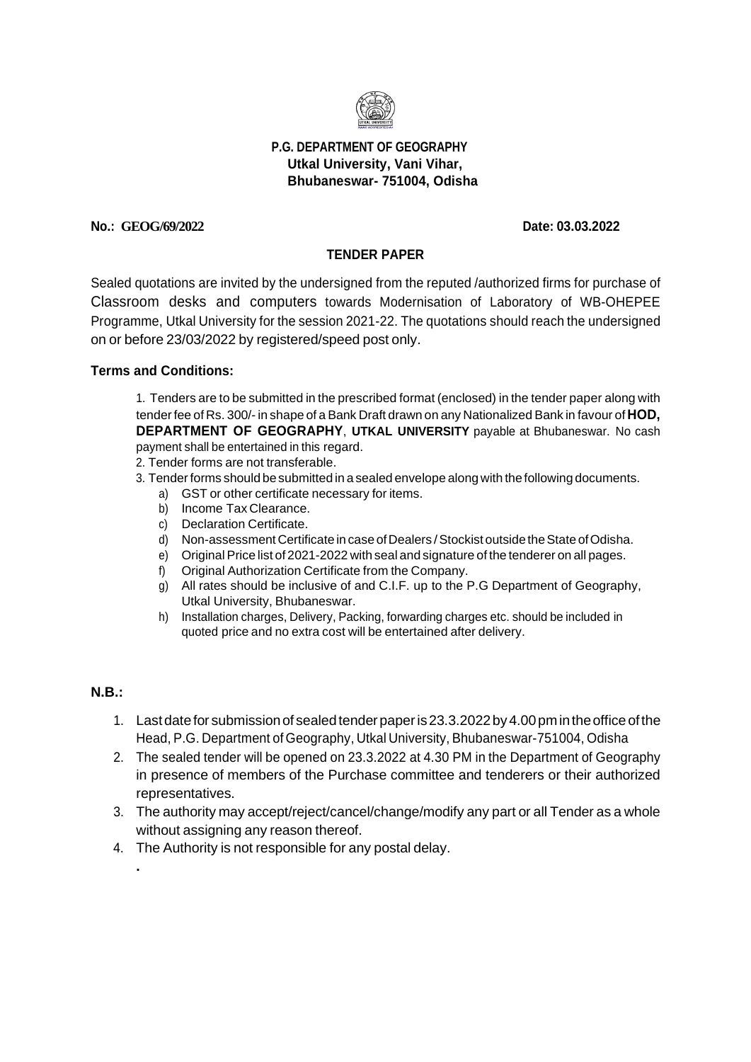**P.G. DEPARTMENT OF GEOGRAPHY**
**Utkal University, Vani Vihar,**
**Bhubaneswar- 751004, Odisha**

**No.: GEOG/69/2022** **Date: 03.03.2022**

## TENDER PAPER

Sealed quotations are invited by the undersigned from the reputed /authorized firms for purchase of Classroom desks and computers towards Modernisation of Laboratory of WB-OHEPEE Programme, Utkal University for the session 2021-22. The quotations should reach the undersigned on or before 23/03/2022 by registered/speed post only.

**Terms and Conditions:**

1. Tenders are to be submitted in the prescribed format (enclosed) in the tender paper along with tender fee of Rs. 300/- in shape of a Bank Draft drawn on any Nationalized Bank in favour of **HOD, DEPARTMENT OF GEOGRAPHY**, **UTKAL UNIVERSITY** payable at Bhubaneswar. No cash payment shall be entertained in this regard.
2. Tender forms are not transferable.
3. Tender forms should be submitted in a sealed envelope along with the following documents.
   a) GST or other certificate necessary for items.
   b) Income Tax Clearance.
   c) Declaration Certificate.
   d) Non-assessment Certificate in case of Dealers / Stockist outside the State of Odisha.
   e) Original Price list of 2021-2022 with seal and signature of the tenderer on all pages.
   f) Original Authorization Certificate from the Company.
   g) All rates should be inclusive of and C.I.F. up to the P.G Department of Geography, Utkal University, Bhubaneswar.
   h) Installation charges, Delivery, Packing, forwarding charges etc. should be included in quoted price and no extra cost will be entertained after delivery.

**N.B.:**

1. Last date for submission of sealed tender paper is 23.3.2022 by 4.00 pm in the office of the Head, P.G. Department of Geography, Utkal University, Bhubaneswar-751004, Odisha
2. The sealed tender will be opened on 23.3.2022 at 4.30 PM in the Department of Geography in presence of members of the Purchase committee and tenderers or their authorized representatives.
3. The authority may accept/reject/cancel/change/modify any part or all Tender as a whole without assigning any reason thereof.
4. The Authority is not responsible for any postal delay.

.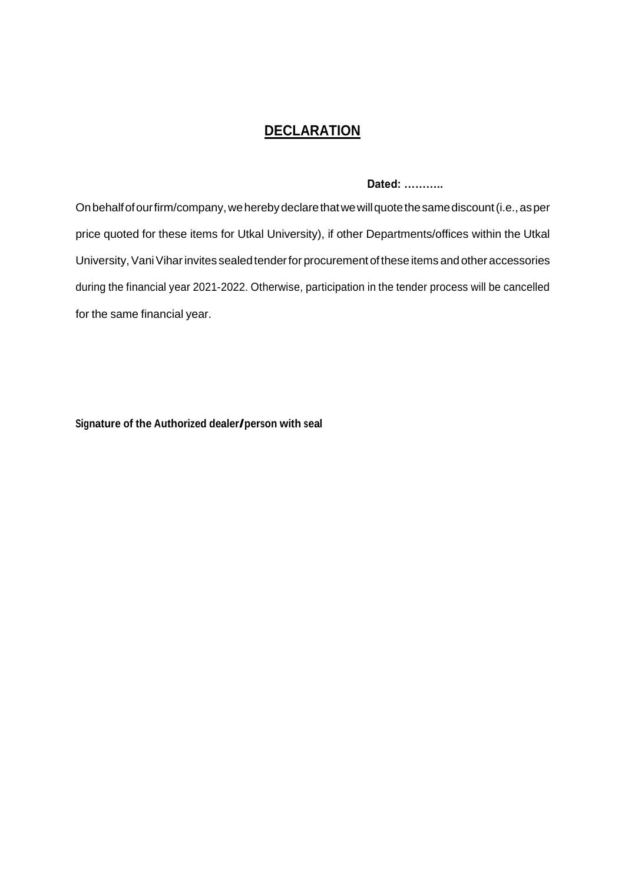# DECLARATION

**Dated: ………..**

On behalf of our firm/company, we hereby declare that we will quote the same discount (i.e., as per price quoted for these items for Utkal University), if other Departments/offices within the Utkal University, Vani Vihar invites sealed tender for procurement of these items and other accessories during the financial year 2021-2022. Otherwise, participation in the tender process will be cancelled for the same financial year.

**Signature of the Authorized dealer/person with seal**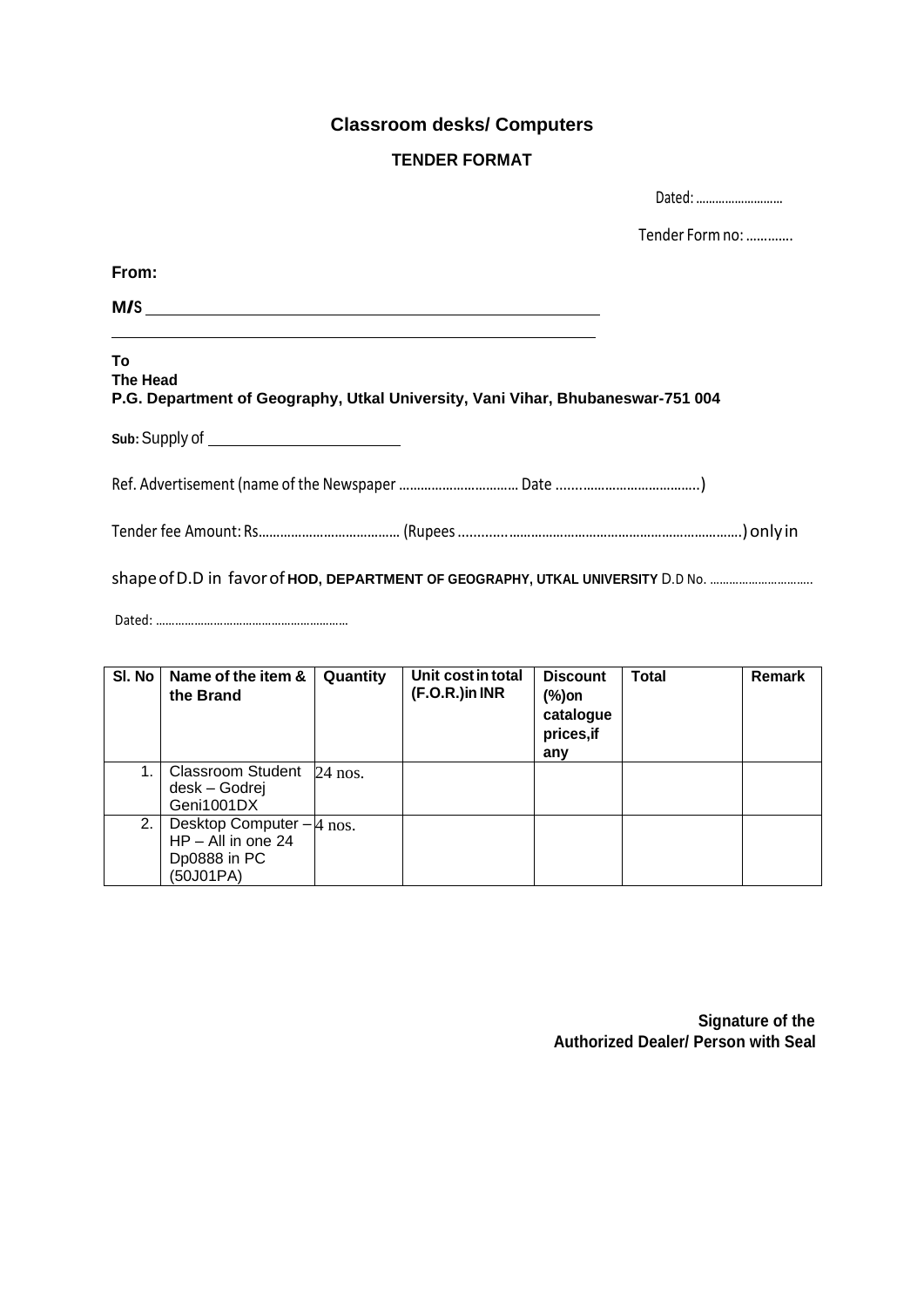## Classroom desks/ Computers

### TENDER FORMAT

Dated: ………………………

Tender Form no: ………….

**From:**

**M/S** ______________________________________________

______________________________________________

**To**
**The Head**
**P.G. Department of Geography, Utkal University, Vani Vihar, Bhubaneswar-751 004**

**Sub:** Supply of ______________________

Ref. Advertisement (name of the Newspaper …………………………… Date ……………………………….)

Tender fee Amount: Rs………………………………… (Rupees ……………………………………………………………………..) only in

shape of D.D in favor of **HOD, DEPARTMENT OF GEOGRAPHY, UTKAL UNIVERSITY** D.D No. ……………………………

Dated: …………………………………………………

| Sl. No | Name of the item & the Brand | Quantity | Unit cost in total (F.O.R.) in INR | Discount (%) on catalogue prices, if any | Total | Remark |
|---|---|---|---|---|---|---|
| 1. | Classroom Student desk – Godrej Geni1001DX | 24 nos. | | | | |
| 2. | Desktop Computer – HP – All in one 24 Dp0888 in PC (50J01PA) | 4 nos. | | | | |

**Signature of the**
**Authorized Dealer/ Person with Seal**